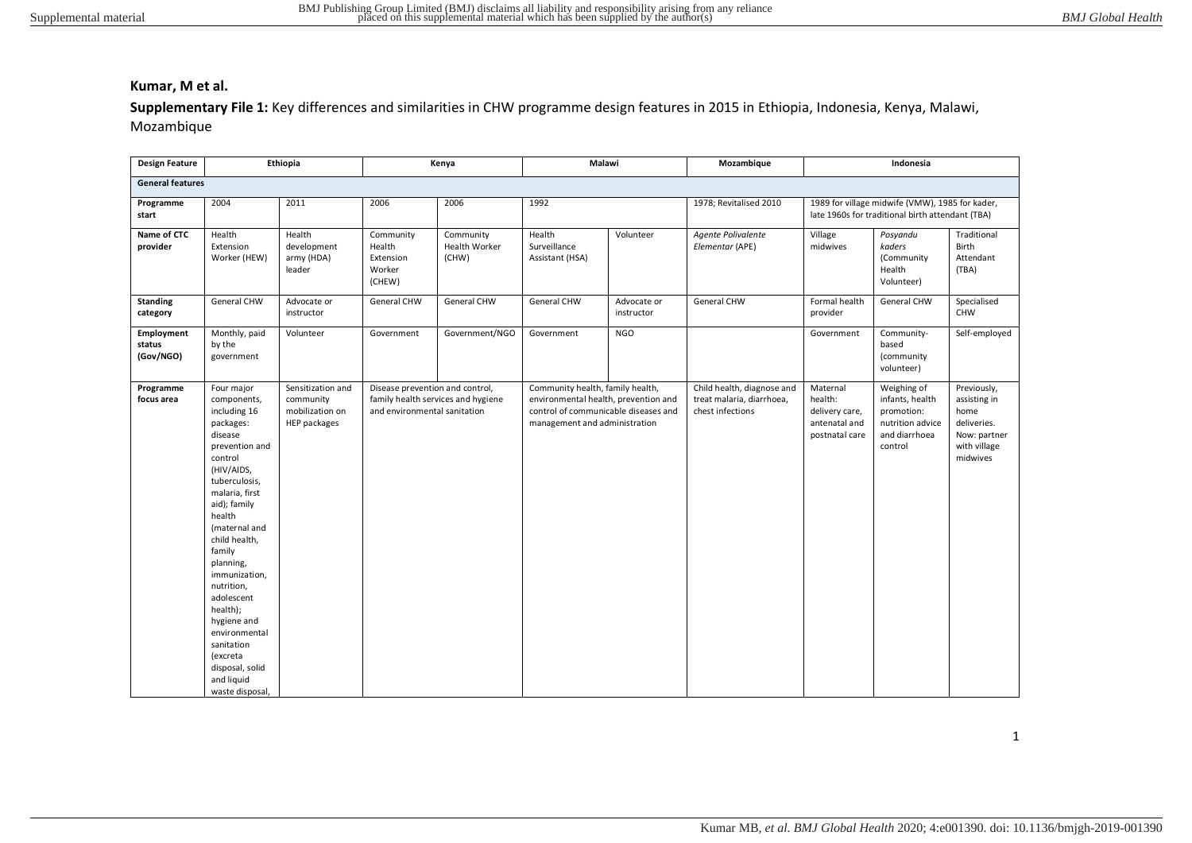**Kumar, M et al.**

**Supplementary File 1:** Key differences and similarities in CHW programme design features in 2015 in Ethiopia, Indonesia, Kenya, Malawi, Mozambique

| Design Feature | Ethiopia | | Kenya | | Malawi | | Mozambique | Indonesia | | |
|---|---|---|---|---|---|---|---|---|---|---|
| **General features** | | | | | | | | | | |
| **Programme start** | 2004 | 2011 | 2006 | 2006 | 1992 | | 1978; Revitalised 2010 | 1989 for village midwife (VMW), 1985 for kader, late 1960s for traditional birth attendant (TBA) | | |
| **Name of CTC provider** | Health Extension Worker (HEW) | Health development army (HDA) leader | Community Health Extension Worker (CHEW) | Community Health Worker (CHW) | Health Surveillance Assistant (HSA) | Volunteer | *Agente Polivalente Elementar* (APE) | Village midwives | *Posyandu kaders* (Community Health Volunteer) | Traditional Birth Attendant (TBA) |
| **Standing category** | General CHW | Advocate or instructor | General CHW | General CHW | General CHW | Advocate or instructor | General CHW | Formal health provider | General CHW | Specialised CHW |
| **Employment status (Gov/NGO)** | Monthly, paid by the government | Volunteer | Government | Government/NGO | Government | NGO | | Government | Community-based (community volunteer) | Self-employed |
| **Programme focus area** | Four major components, including 16 packages: disease prevention and control (HIV/AIDS, tuberculosis, malaria, first aid); family health (maternal and child health, family planning, immunization, nutrition, adolescent health); hygiene and environmental sanitation (excreta disposal, solid and liquid waste disposal, | Sensitization and community mobilization on HEP packages | Disease prevention and control, family health services and hygiene and environmental sanitation | | Community health, family health, environmental health, prevention and control of communicable diseases and management and administration | | Child health, diagnose and treat malaria, diarrhoea, chest infections | Maternal health: delivery care, antenatal and postnatal care | Weighing of infants, health promotion: nutrition advice and diarrhoea control | Previously, assisting in home deliveries. Now: partner with village midwives |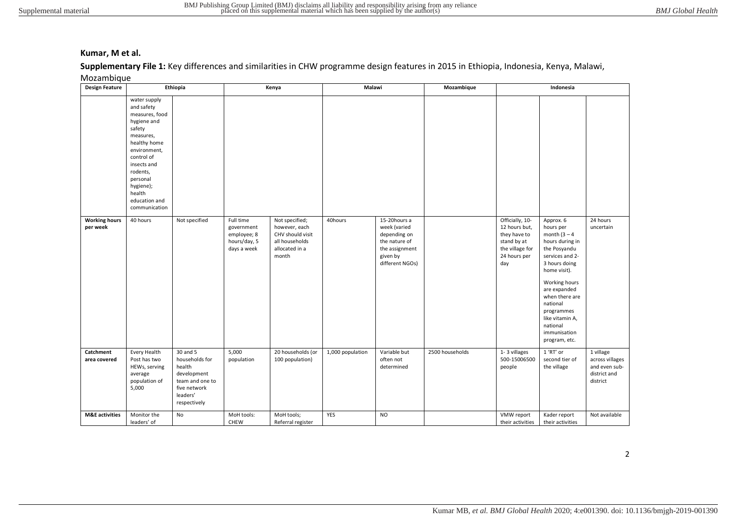**Kumar, M et al.**

**Supplementary File 1:** Key differences and similarities in CHW programme design features in 2015 in Ethiopia, Indonesia, Kenya, Malawi, Mozambique

| Design Feature | Ethiopia | | Kenya | | Malawi | | Mozambique | Indonesia | | |
|---|---|---|---|---|---|---|---|---|---|---|
| | water supply and safety measures, food hygiene and safety measures, healthy home environment, control of insects and rodents, personal hygiene); health education and communication | | | | | | | | | |
| **Working hours per week** | 40 hours | Not specified | Full time government employee; 8 hours/day, 5 days a week | Not specified; however, each CHV should visit all households allocated in a month | 40hours | 15-20hours a week (varied depending on the nature of the assignment given by different NGOs) | | Officially, 10-12 hours but, they have to stand by at the village for 24 hours per day | Approx. 6 hours per month (3 – 4 hours during in the Posyandu services and 2-3 hours doing home visit).<br><br>Working hours are expanded when there are national programmes like vitamin A, national immunisation program, etc. | 24 hours uncertain |
| **Catchment area covered** | Every Health Post has two HEWs, serving average population of 5,000 | 30 and 5 households for health development team and one to five network leaders' respectively | 5,000 population | 20 households (or 100 population) | 1,000 population | Variable but often not determined | 2500 households | 1- 3 villages 500-15006500 people | 1 'RT' or second tier of the village | 1 village across villages and even sub-district and district |
| **M&E activities** | Monitor the leaders' of | No | MoH tools: CHEW | MoH tools; Referral register | YES | NO | | VMW report their activities | Kader report their activities | Not available |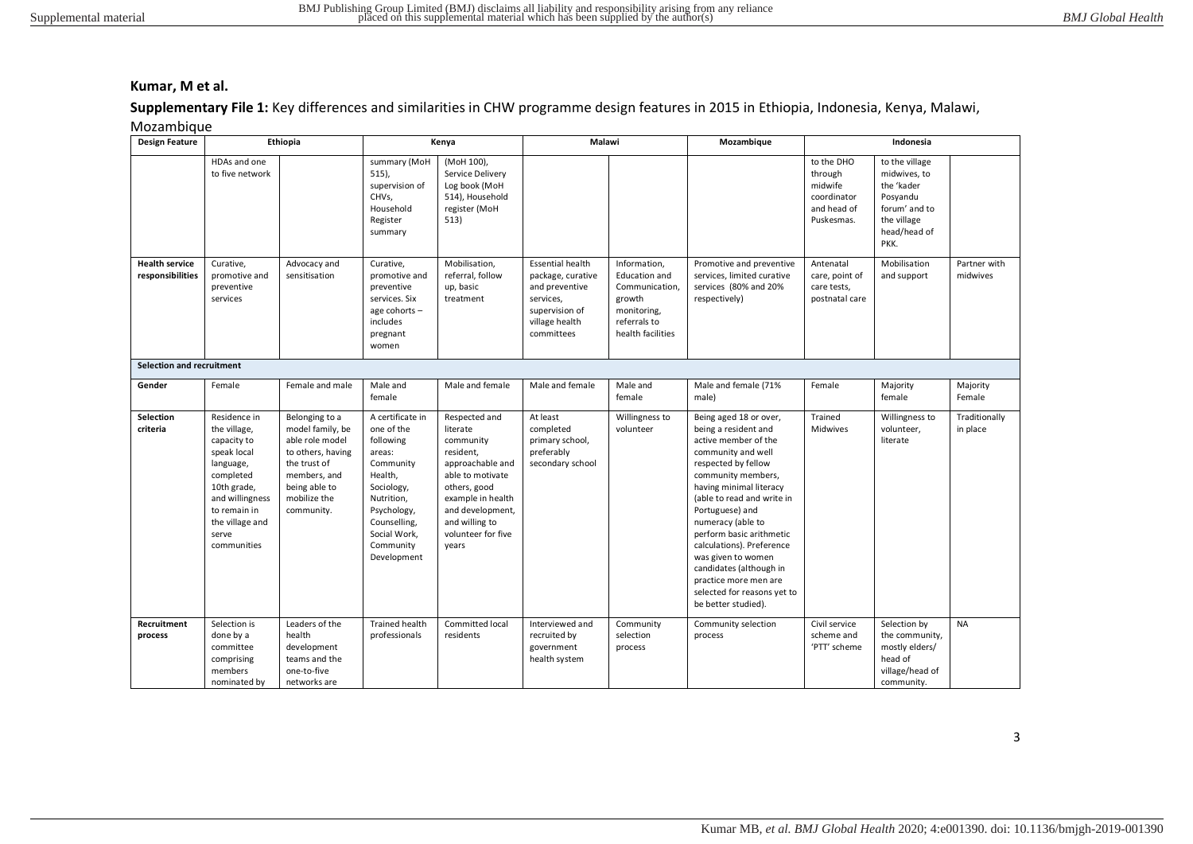**Kumar, M et al.**

**Supplementary File 1:** Key differences and similarities in CHW programme design features in 2015 in Ethiopia, Indonesia, Kenya, Malawi, Mozambique

| Design Feature | Ethiopia | | Kenya | | Malawi | | Mozambique | Indonesia | | |
|---|---|---|---|---|---|---|---|---|---|---|
| | HDAs and one to five network | | summary (MoH 515), supervision of CHVs, Household Register summary | (MoH 100), Service Delivery Log book (MoH 514), Household register (MoH 513) | | | | to the DHO through midwife coordinator and head of Puskesmas. | to the village midwives, to the 'kader Posyandu forum' and to the village head/head of PKK. | |
| **Health service responsibilities** | Curative, promotive and preventive services | Advocacy and sensitisation | Curative, promotive and preventive services. Six age cohorts – includes pregnant women | Mobilisation, referral, follow up, basic treatment | Essential health package, curative and preventive services, supervision of village health committees | Information, Education and Communication, growth monitoring, referrals to health facilities | Promotive and preventive services, limited curative services (80% and 20% respectively) | Antenatal care, point of care tests, postnatal care | Mobilisation and support | Partner with midwives |
| **Selection and recruitment** | | | | | | | | | | |
| **Gender** | Female | Female and male | Male and female | Male and female | Male and female | Male and female | Male and female (71% male) | Female | Majority female | Majority Female |
| **Selection criteria** | Residence in the village, capacity to speak local language, completed 10th grade, and willingness to remain in the village and serve communities | Belonging to a model family, be able role model to others, having the trust of members, and being able to mobilize the community. | A certificate in one of the following areas: Community Health, Sociology, Nutrition, Psychology, Counselling, Social Work, Community Development | Respected and literate community resident, approachable and able to motivate others, good example in health and development, and willing to volunteer for five years | At least completed primary school, preferably secondary school | Willingness to volunteer | Being aged 18 or over, being a resident and active member of the community and well respected by fellow community members, having minimal literacy (able to read and write in Portuguese) and numeracy (able to perform basic arithmetic calculations). Preference was given to women candidates (although in practice more men are selected for reasons yet to be better studied). | Trained Midwives | Willingness to volunteer, literate | Traditionally in place |
| **Recruitment process** | Selection is done by a committee comprising members nominated by | Leaders of the health development teams and the one-to-five networks are | Trained health professionals | Committed local residents | Interviewed and recruited by government health system | Community selection process | Community selection process | Civil service scheme and 'PTT' scheme | Selection by the community, mostly elders/ head of village/head of community. | NA |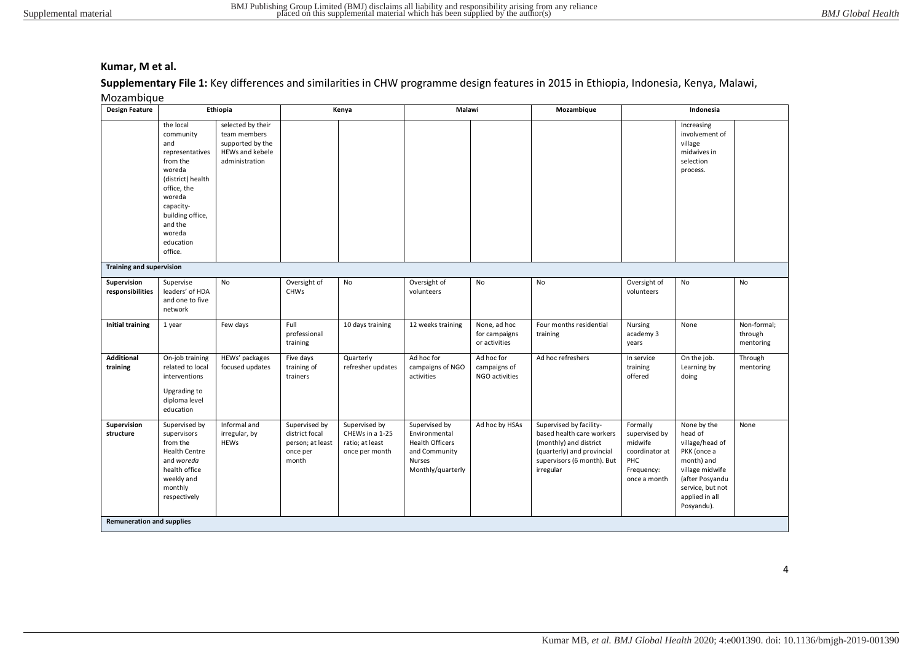**Kumar, M et al.**

**Supplementary File 1:** Key differences and similarities in CHW programme design features in 2015 in Ethiopia, Indonesia, Kenya, Malawi, Mozambique

| Design Feature | Ethiopia | | Kenya | | Malawi | | Mozambique | Indonesia | | |
|---|---|---|---|---|---|---|---|---|---|---|
| | the local community and representatives from the woreda (district) health office, the woreda capacity-building office, and the woreda education office. | selected by their team members supported by the HEWs and kebele administration | | | | | | | Increasing involvement of village midwives in selection process. | |
| **Training and supervision** | | | | | | | | | | |
| **Supervision responsibilities** | Supervise leaders' of HDA and one to five network | No | Oversight of CHWs | No | Oversight of volunteers | No | No | Oversight of volunteers | No | No |
| **Initial training** | 1 year | Few days | Full professional training | 10 days training | 12 weeks training | None, ad hoc for campaigns or activities | Four months residential training | Nursing academy 3 years | None | Non-formal; through mentoring |
| **Additional training** | On-job training related to local interventions<br><br>Upgrading to diploma level education | HEWs' packages focused updates | Five days training of trainers | Quarterly refresher updates | Ad hoc for campaigns of NGO activities | Ad hoc for campaigns of NGO activities | Ad hoc refreshers | In service training offered | On the job. Learning by doing | Through mentoring |
| **Supervision structure** | Supervised by supervisors from the Health Centre and *woreda* health office weekly and monthly respectively | Informal and irregular, by HEWs | Supervised by district focal person; at least once per month | Supervised by CHEWs in a 1-25 ratio; at least once per month | Supervised by Environmental Health Officers and Community Nurses Monthly/quarterly | Ad hoc by HSAs | Supervised by facility-based health care workers (monthly) and district (quarterly) and provincial supervisors (6 month). But irregular | Formally supervised by midwife coordinator at PHC Frequency: once a month | None by the head of village/head of PKK (once a month) and village midwife (after Posyandu service, but not applied in all Posyandu). | None |
| **Remuneration and supplies** | | | | | | | | | | |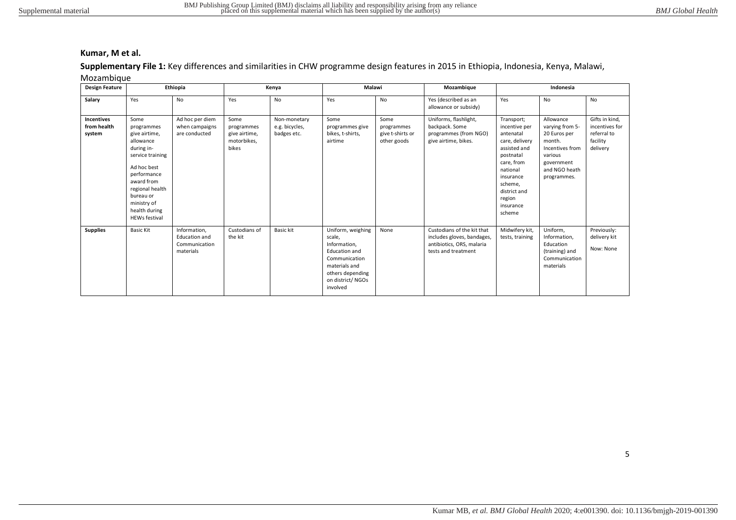**Kumar, M et al.**

**Supplementary File 1:** Key differences and similarities in CHW programme design features in 2015 in Ethiopia, Indonesia, Kenya, Malawi, Mozambique

| Design Feature | Ethiopia | | Kenya | | Malawi | | Mozambique | Indonesia | | |
|---|---|---|---|---|---|---|---|---|---|---|
| **Salary** | Yes | No | Yes | No | Yes | No | Yes (described as an allowance or subsidy) | Yes | No | No |
| **Incentives from health system** | Some programmes give airtime, allowance during in-service training<br><br>Ad hoc best performance award from regional health bureau or ministry of health during HEWs festival | Ad hoc per diem when campaigns are conducted | Some programmes give airtime, motorbikes, bikes | Non-monetary e.g. bicycles, badges etc. | Some programmes give bikes, t-shirts, airtime | Some programmes give t-shirts or other goods | Uniforms, flashlight, backpack. Some programmes (from NGO) give airtime, bikes. | Transport; incentive per antenatal care, delivery assisted and postnatal care, from national insurance scheme, district and region insurance scheme | Allowance varying from 5-20 Euros per month. Incentives from various government and NGO heath programmes. | Gifts in kind, incentives for referral to facility delivery |
| **Supplies** | Basic Kit | Information, Education and Communication materials | Custodians of the kit | Basic kit | Uniform, weighing scale, Information, Education and Communication materials and others depending on district/ NGOs involved | None | Custodians of the kit that includes gloves, bandages, antibiotics, ORS, malaria tests and treatment | Midwifery kit, tests, training | Uniform, Information, Education (training) and Communication materials | Previously: delivery kit<br><br>Now: None |